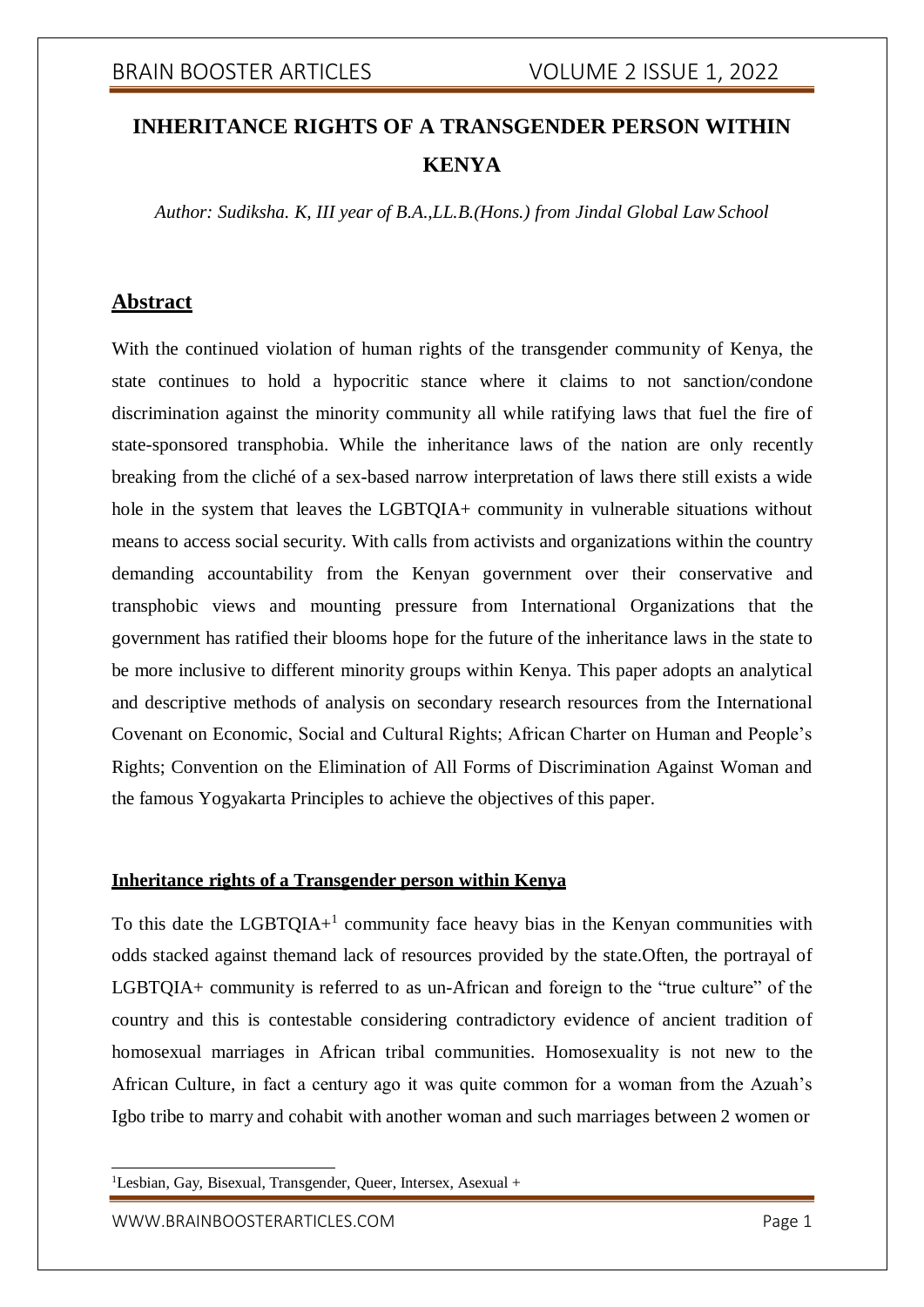# INHERITANCE RIGHTS OF A TRANSGENDER PERSON WITHIN KENYA

*Author: Sudiksha. K, III year of B.A.,LL.B.(Hons.) from Jindal Global Law School*

## Abstract

With the continued violation of human rights of the transgender community of Kenya, the state continues to hold a hypocritic stance where it claims to not sanction/condone discrimination against the minority community all while ratifying laws that fuel the fire of state-sponsored transphobia. While the inheritance laws of the nation are only recently breaking from the cliché of a sex-based narrow interpretation of laws there still exists a wide hole in the system that leaves the LGBTQIA+ community in vulnerable situations without means to access social security. With calls from activists and organizations within the country demanding accountability from the Kenyan government over their conservative and transphobic views and mounting pressure from International Organizations that the government has ratified their blooms hope for the future of the inheritance laws in the state to be more inclusive to different minority groups within Kenya. This paper adopts an analytical and descriptive methods of analysis on secondary research resources from the International Covenant on Economic, Social and Cultural Rights; African Charter on Human and People's Rights; Convention on the Elimination of All Forms of Discrimination Against Woman and the famous Yogyakarta Principles to achieve the objectives of this paper.

### Inheritance rights of a Transgender person within Kenya

To this date the LGBTQIA+[1] community face heavy bias in the Kenyan communities with odds stacked against themand lack of resources provided by the state.Often, the portrayal of LGBTQIA+ community is referred to as un-African and foreign to the "true culture" of the country and this is contestable considering contradictory evidence of ancient tradition of homosexual marriages in African tribal communities. Homosexuality is not new to the African Culture, in fact a century ago it was quite common for a woman from the Azuah's Igbo tribe to marry and cohabit with another woman and such marriages between 2 women or

[1] Lesbian, Gay, Bisexual, Transgender, Queer, Intersex, Asexual +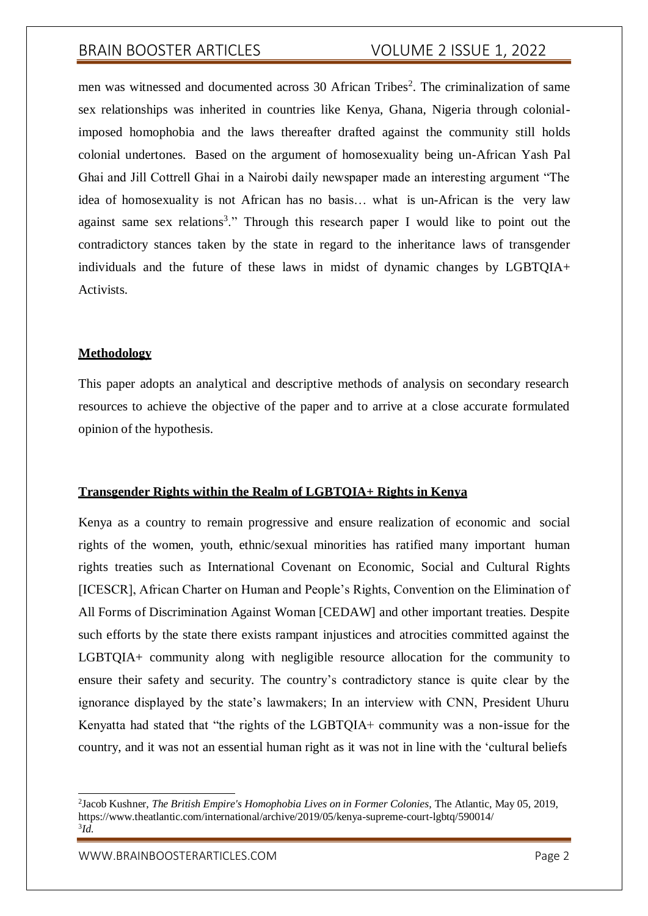men was witnessed and documented across 30 African Tribes[2]. The criminalization of same sex relationships was inherited in countries like Kenya, Ghana, Nigeria through colonial-imposed homophobia and the laws thereafter drafted against the community still holds colonial undertones. Based on the argument of homosexuality being un-African Yash Pal Ghai and Jill Cottrell Ghai in a Nairobi daily newspaper made an interesting argument "The idea of homosexuality is not African has no basis… what is un-African is the very law against same sex relations[3]." Through this research paper I would like to point out the contradictory stances taken by the state in regard to the inheritance laws of transgender individuals and the future of these laws in midst of dynamic changes by LGBTQIA+ Activists.

## Methodology

This paper adopts an analytical and descriptive methods of analysis on secondary research resources to achieve the objective of the paper and to arrive at a close accurate formulated opinion of the hypothesis.

## Transgender Rights within the Realm of LGBTQIA+ Rights in Kenya

Kenya as a country to remain progressive and ensure realization of economic and social rights of the women, youth, ethnic/sexual minorities has ratified many important human rights treaties such as International Covenant on Economic, Social and Cultural Rights [ICESCR], African Charter on Human and People's Rights, Convention on the Elimination of All Forms of Discrimination Against Woman [CEDAW] and other important treaties. Despite such efforts by the state there exists rampant injustices and atrocities committed against the LGBTQIA+ community along with negligible resource allocation for the community to ensure their safety and security. The country's contradictory stance is quite clear by the ignorance displayed by the state's lawmakers; In an interview with CNN, President Uhuru Kenyatta had stated that "the rights of the LGBTQIA+ community was a non-issue for the country, and it was not an essential human right as it was not in line with the 'cultural beliefs

---

[2] Jacob Kushner, *The British Empire's Homophobia Lives on in Former Colonies*, The Atlantic, May 05, 2019, https://www.theatlantic.com/international/archive/2019/05/kenya-supreme-court-lgbtq/590014/

[3] *Id.*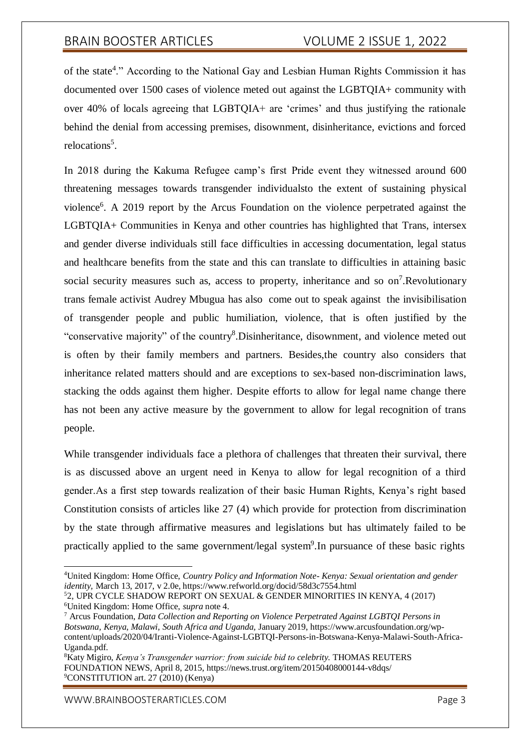of the state[4]." According to the National Gay and Lesbian Human Rights Commission it has documented over 1500 cases of violence meted out against the LGBTQIA+ community with over 40% of locals agreeing that LGBTQIA+ are 'crimes' and thus justifying the rationale behind the denial from accessing premises, disownment, disinheritance, evictions and forced relocations[5].

In 2018 during the Kakuma Refugee camp's first Pride event they witnessed around 600 threatening messages towards transgender individualsto the extent of sustaining physical violence[6]. A 2019 report by the Arcus Foundation on the violence perpetrated against the LGBTQIA+ Communities in Kenya and other countries has highlighted that Trans, intersex and gender diverse individuals still face difficulties in accessing documentation, legal status and healthcare benefits from the state and this can translate to difficulties in attaining basic social security measures such as, access to property, inheritance and so on[7].Revolutionary trans female activist Audrey Mbugua has also come out to speak against the invisibilisation of transgender people and public humiliation, violence, that is often justified by the "conservative majority" of the country[8].Disinheritance, disownment, and violence meted out is often by their family members and partners. Besides,the country also considers that inheritance related matters should and are exceptions to sex-based non-discrimination laws, stacking the odds against them higher. Despite efforts to allow for legal name change there has not been any active measure by the government to allow for legal recognition of trans people.

While transgender individuals face a plethora of challenges that threaten their survival, there is as discussed above an urgent need in Kenya to allow for legal recognition of a third gender.As a first step towards realization of their basic Human Rights, Kenya's right based Constitution consists of articles like 27 (4) which provide for protection from discrimination by the state through affirmative measures and legislations but has ultimately failed to be practically applied to the same government/legal system[9].In pursuance of these basic rights

---

[4]United Kingdom: Home Office, *Country Policy and Information Note- Kenya: Sexual orientation and gender identity,* March 13, 2017, v 2.0e, https://www.refworld.org/docid/58d3c7554.html

[5]2, UPR CYCLE SHADOW REPORT ON SEXUAL & GENDER MINORITIES IN KENYA, 4 (2017)

[6]United Kingdom: Home Office, *supra* note 4.

[7] Arcus Foundation, *Data Collection and Reporting on Violence Perpetrated Against LGBTQI Persons in Botswana, Kenya, Malawi, South Africa and Uganda,* January 2019, https://www.arcusfoundation.org/wp-content/uploads/2020/04/Iranti-Violence-Against-LGBTQI-Persons-in-Botswana-Kenya-Malawi-South-Africa-Uganda.pdf.

[8]Katy Migiro, *Kenya's Transgender warrior: from suicide bid to celebrity.* THOMAS REUTERS FOUNDATION NEWS, April 8, 2015, https://news.trust.org/item/20150408000144-v8dqs/

[9]CONSTITUTION art. 27 (2010) (Kenya)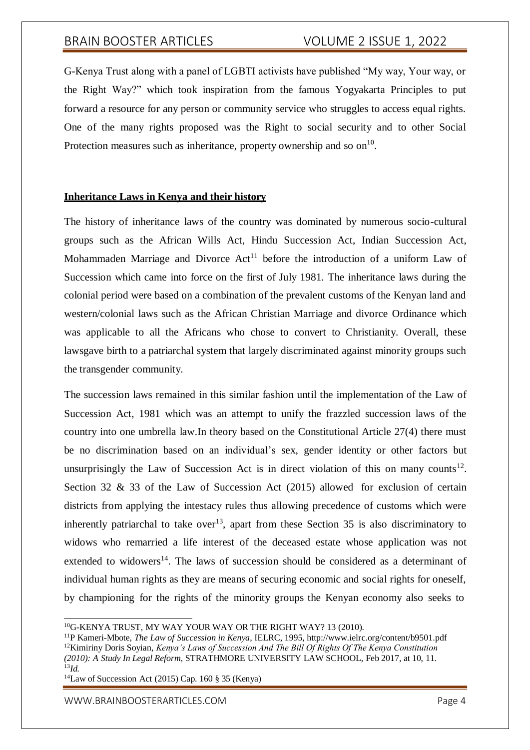G-Kenya Trust along with a panel of LGBTI activists have published "My way, Your way, or the Right Way?" which took inspiration from the famous Yogyakarta Principles to put forward a resource for any person or community service who struggles to access equal rights. One of the many rights proposed was the Right to social security and to other Social Protection measures such as inheritance, property ownership and so on[10].

**Inheritance Laws in Kenya and their history**

The history of inheritance laws of the country was dominated by numerous socio-cultural groups such as the African Wills Act, Hindu Succession Act, Indian Succession Act, Mohammaden Marriage and Divorce Act[11] before the introduction of a uniform Law of Succession which came into force on the first of July 1981. The inheritance laws during the colonial period were based on a combination of the prevalent customs of the Kenyan land and western/colonial laws such as the African Christian Marriage and divorce Ordinance which was applicable to all the Africans who chose to convert to Christianity. Overall, these lawsgave birth to a patriarchal system that largely discriminated against minority groups such the transgender community.

The succession laws remained in this similar fashion until the implementation of the Law of Succession Act, 1981 which was an attempt to unify the frazzled succession laws of the country into one umbrella law.In theory based on the Constitutional Article 27(4) there must be no discrimination based on an individual's sex, gender identity or other factors but unsurprisingly the Law of Succession Act is in direct violation of this on many counts[12]. Section 32 & 33 of the Law of Succession Act (2015) allowed for exclusion of certain districts from applying the intestacy rules thus allowing precedence of customs which were inherently patriarchal to take over[13], apart from these Section 35 is also discriminatory to widows who remarried a life interest of the deceased estate whose application was not extended to widowers[14]. The laws of succession should be considered as a determinant of individual human rights as they are means of securing economic and social rights for oneself, by championing for the rights of the minority groups the Kenyan economy also seeks to

---

[10] G-KENYA TRUST, MY WAY YOUR WAY OR THE RIGHT WAY? 13 (2010).

[11] P Kameri-Mbote, *The Law of Succession in Kenya*, IELRC, 1995, http://www.ielrc.org/content/b9501.pdf

[12] Kimiriny Doris Soyian, *Kenya's Laws of Succession And The Bill Of Rights Of The Kenya Constitution (2010): A Study In Legal Reform*, STRATHMORE UNIVERSITY LAW SCHOOL, Feb 2017, at 10, 11.

[13] *Id.*

[14] Law of Succession Act (2015) Cap. 160 § 35 (Kenya)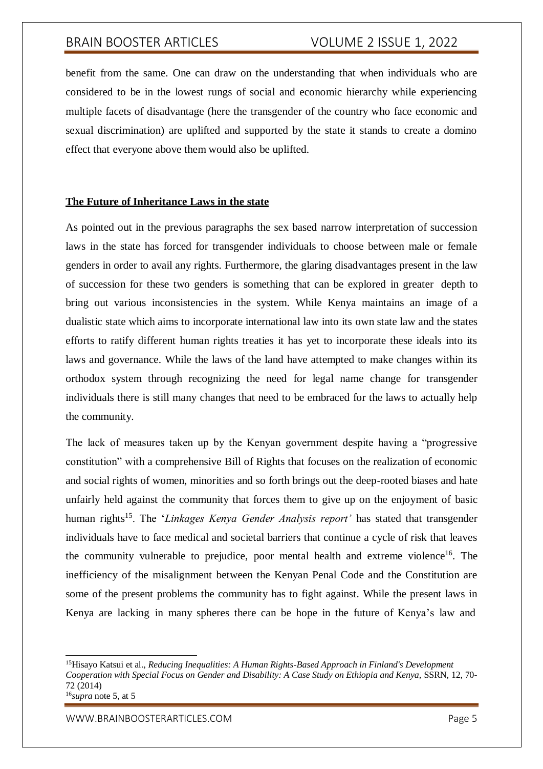benefit from the same. One can draw on the understanding that when individuals who are considered to be in the lowest rungs of social and economic hierarchy while experiencing multiple facets of disadvantage (here the transgender of the country who face economic and sexual discrimination) are uplifted and supported by the state it stands to create a domino effect that everyone above them would also be uplifted.

## **The Future of Inheritance Laws in the state**

As pointed out in the previous paragraphs the sex based narrow interpretation of succession laws in the state has forced for transgender individuals to choose between male or female genders in order to avail any rights. Furthermore, the glaring disadvantages present in the law of succession for these two genders is something that can be explored in greater depth to bring out various inconsistencies in the system. While Kenya maintains an image of a dualistic state which aims to incorporate international law into its own state law and the states efforts to ratify different human rights treaties it has yet to incorporate these ideals into its laws and governance. While the laws of the land have attempted to make changes within its orthodox system through recognizing the need for legal name change for transgender individuals there is still many changes that need to be embraced for the laws to actually help the community.

The lack of measures taken up by the Kenyan government despite having a "progressive constitution" with a comprehensive Bill of Rights that focuses on the realization of economic and social rights of women, minorities and so forth brings out the deep-rooted biases and hate unfairly held against the community that forces them to give up on the enjoyment of basic human rights[15]. The '*Linkages Kenya Gender Analysis report'* has stated that transgender individuals have to face medical and societal barriers that continue a cycle of risk that leaves the community vulnerable to prejudice, poor mental health and extreme violence[16]. The inefficiency of the misalignment between the Kenyan Penal Code and the Constitution are some of the present problems the community has to fight against. While the present laws in Kenya are lacking in many spheres there can be hope in the future of Kenya's law and

---

[15] Hisayo Katsui et al., *Reducing Inequalities: A Human Rights-Based Approach in Finland's Development Cooperation with Special Focus on Gender and Disability: A Case Study on Ethiopia and Kenya,* SSRN, 12, 70-72 (2014)

[16] *supra* note 5, at 5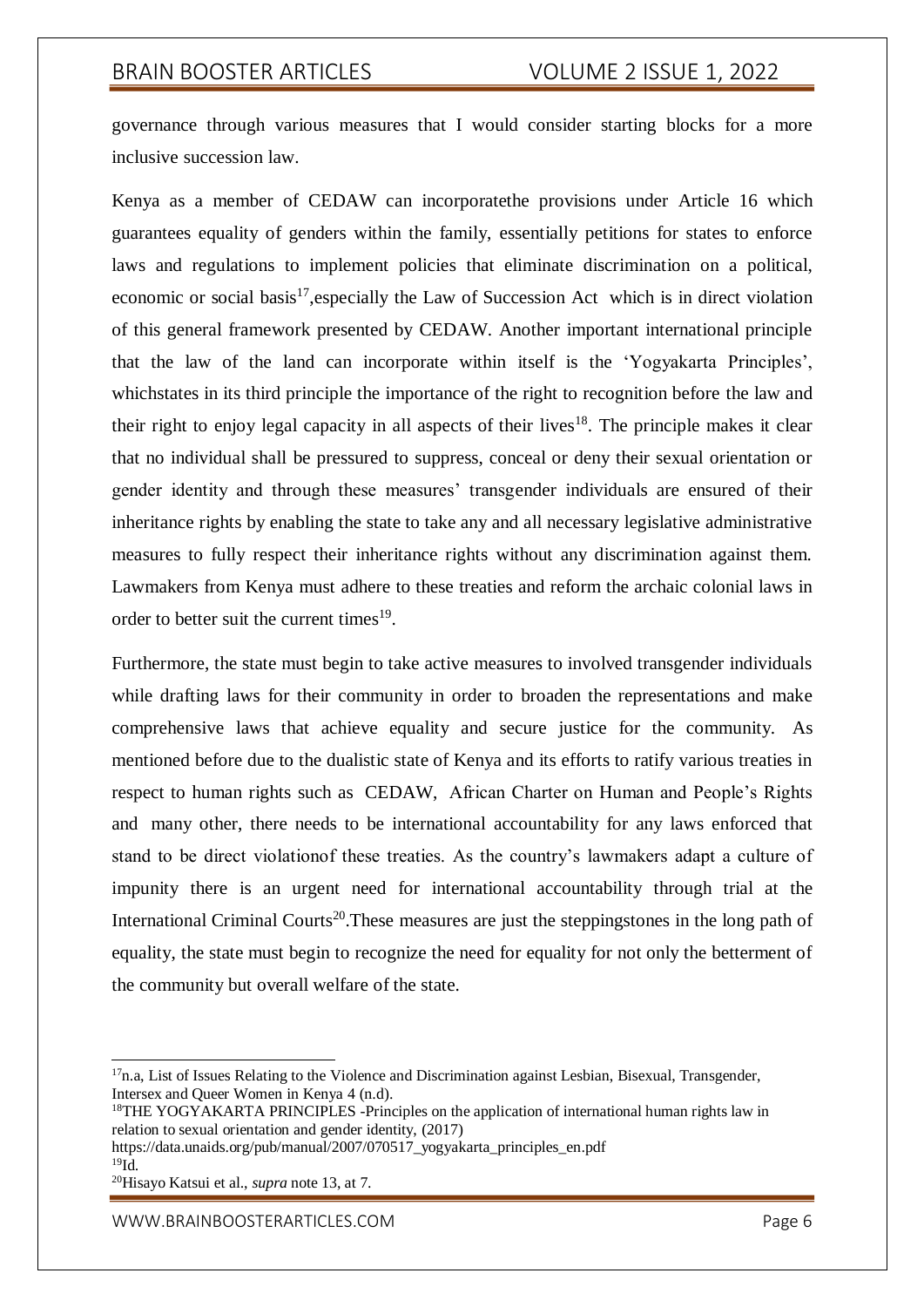governance through various measures that I would consider starting blocks for a more inclusive succession law.

Kenya as a member of CEDAW can incorporatethe provisions under Article 16 which guarantees equality of genders within the family, essentially petitions for states to enforce laws and regulations to implement policies that eliminate discrimination on a political, economic or social basis[17],especially the Law of Succession Act which is in direct violation of this general framework presented by CEDAW. Another important international principle that the law of the land can incorporate within itself is the 'Yogyakarta Principles', whichstates in its third principle the importance of the right to recognition before the law and their right to enjoy legal capacity in all aspects of their lives[18]. The principle makes it clear that no individual shall be pressured to suppress, conceal or deny their sexual orientation or gender identity and through these measures' transgender individuals are ensured of their inheritance rights by enabling the state to take any and all necessary legislative administrative measures to fully respect their inheritance rights without any discrimination against them. Lawmakers from Kenya must adhere to these treaties and reform the archaic colonial laws in order to better suit the current times[19].

Furthermore, the state must begin to take active measures to involved transgender individuals while drafting laws for their community in order to broaden the representations and make comprehensive laws that achieve equality and secure justice for the community. As mentioned before due to the dualistic state of Kenya and its efforts to ratify various treaties in respect to human rights such as CEDAW, African Charter on Human and People's Rights and many other, there needs to be international accountability for any laws enforced that stand to be direct violationof these treaties. As the country's lawmakers adapt a culture of impunity there is an urgent need for international accountability through trial at the International Criminal Courts[20].These measures are just the steppingstones in the long path of equality, the state must begin to recognize the need for equality for not only the betterment of the community but overall welfare of the state.

---

[17]n.a, List of Issues Relating to the Violence and Discrimination against Lesbian, Bisexual, Transgender, Intersex and Queer Women in Kenya 4 (n.d).

[18]THE YOGYAKARTA PRINCIPLES -Principles on the application of international human rights law in relation to sexual orientation and gender identity, (2017) https://data.unaids.org/pub/manual/2007/070517_yogyakarta_principles_en.pdf

[19]Id.

[20]Hisayo Katsui et al., *supra* note 13, at 7.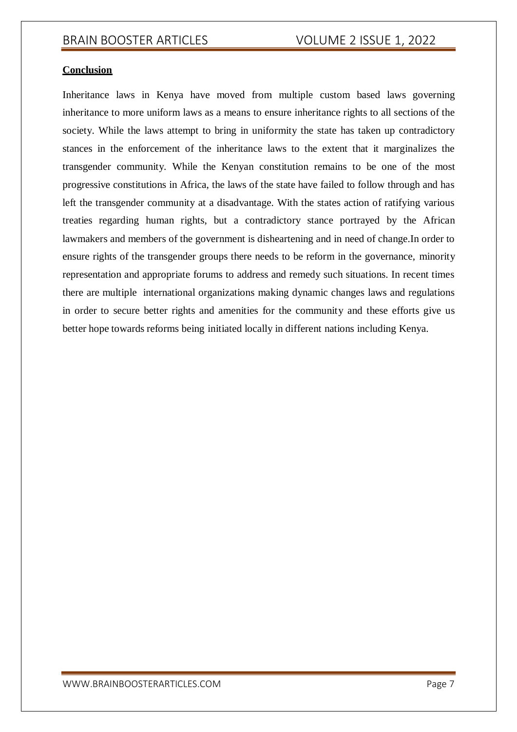**Conclusion**

Inheritance laws in Kenya have moved from multiple custom based laws governing inheritance to more uniform laws as a means to ensure inheritance rights to all sections of the society. While the laws attempt to bring in uniformity the state has taken up contradictory stances in the enforcement of the inheritance laws to the extent that it marginalizes the transgender community. While the Kenyan constitution remains to be one of the most progressive constitutions in Africa, the laws of the state have failed to follow through and has left the transgender community at a disadvantage. With the states action of ratifying various treaties regarding human rights, but a contradictory stance portrayed by the African lawmakers and members of the government is disheartening and in need of change.In order to ensure rights of the transgender groups there needs to be reform in the governance, minority representation and appropriate forums to address and remedy such situations. In recent times there are multiple international organizations making dynamic changes laws and regulations in order to secure better rights and amenities for the community and these efforts give us better hope towards reforms being initiated locally in different nations including Kenya.